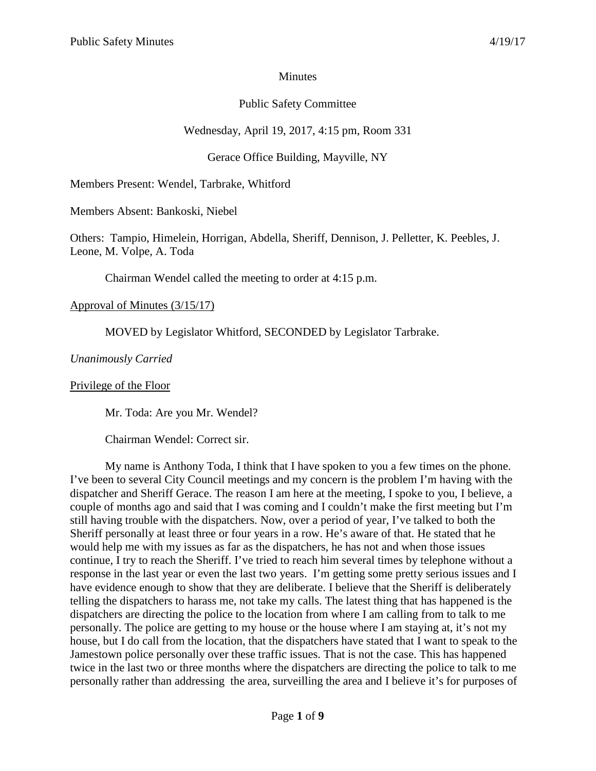Minutes

Public Safety Committee

Wednesday, April 19, 2017, 4:15 pm, Room 331

Gerace Office Building, Mayville, NY

Members Present: Wendel, Tarbrake, Whitford

Members Absent: Bankoski, Niebel

Others: Tampio, Himelein, Horrigan, Abdella, Sheriff, Dennison, J. Pelletter, K. Peebles, J. Leone, M. Volpe, A. Toda

Chairman Wendel called the meeting to order at 4:15 p.m.

Approval of Minutes (3/15/17)

MOVED by Legislator Whitford, SECONDED by Legislator Tarbrake.

*Unanimously Carried*

Privilege of the Floor

Mr. Toda: Are you Mr. Wendel?

Chairman Wendel: Correct sir.

My name is Anthony Toda, I think that I have spoken to you a few times on the phone. I've been to several City Council meetings and my concern is the problem I'm having with the dispatcher and Sheriff Gerace. The reason I am here at the meeting, I spoke to you, I believe, a couple of months ago and said that I was coming and I couldn't make the first meeting but I'm still having trouble with the dispatchers. Now, over a period of year, I've talked to both the Sheriff personally at least three or four years in a row. He's aware of that. He stated that he would help me with my issues as far as the dispatchers, he has not and when those issues continue, I try to reach the Sheriff. I've tried to reach him several times by telephone without a response in the last year or even the last two years. I'm getting some pretty serious issues and I have evidence enough to show that they are deliberate. I believe that the Sheriff is deliberately telling the dispatchers to harass me, not take my calls. The latest thing that has happened is the dispatchers are directing the police to the location from where I am calling from to talk to me personally. The police are getting to my house or the house where I am staying at, it's not my house, but I do call from the location, that the dispatchers have stated that I want to speak to the Jamestown police personally over these traffic issues. That is not the case. This has happened twice in the last two or three months where the dispatchers are directing the police to talk to me personally rather than addressing the area, surveilling the area and I believe it's for purposes of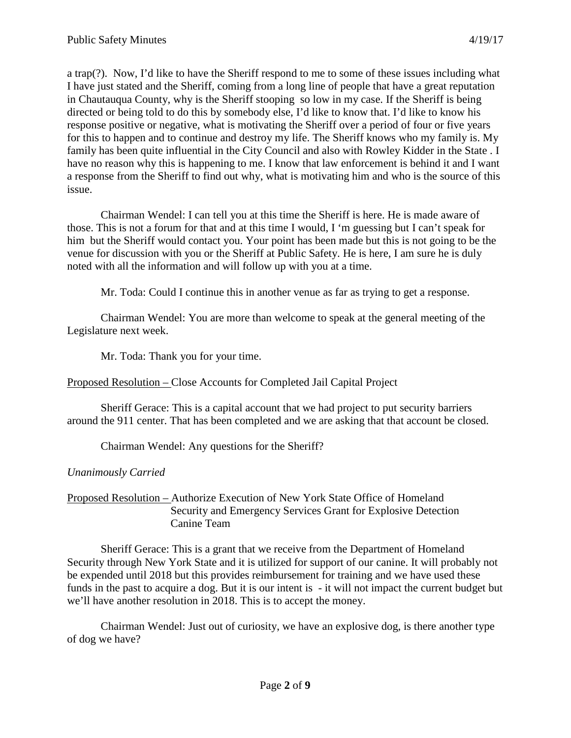a trap(?). Now, I'd like to have the Sheriff respond to me to some of these issues including what I have just stated and the Sheriff, coming from a long line of people that have a great reputation in Chautauqua County, why is the Sheriff stooping so low in my case. If the Sheriff is being directed or being told to do this by somebody else, I'd like to know that. I'd like to know his response positive or negative, what is motivating the Sheriff over a period of four or five years for this to happen and to continue and destroy my life. The Sheriff knows who my family is. My family has been quite influential in the City Council and also with Rowley Kidder in the State . I have no reason why this is happening to me. I know that law enforcement is behind it and I want a response from the Sheriff to find out why, what is motivating him and who is the source of this issue.

Chairman Wendel: I can tell you at this time the Sheriff is here. He is made aware of those. This is not a forum for that and at this time I would, I 'm guessing but I can't speak for him but the Sheriff would contact you. Your point has been made but this is not going to be the venue for discussion with you or the Sheriff at Public Safety. He is here, I am sure he is duly noted with all the information and will follow up with you at a time.

Mr. Toda: Could I continue this in another venue as far as trying to get a response.

Chairman Wendel: You are more than welcome to speak at the general meeting of the Legislature next week.

Mr. Toda: Thank you for your time.

Proposed Resolution – Close Accounts for Completed Jail Capital Project

Sheriff Gerace: This is a capital account that we had project to put security barriers around the 911 center. That has been completed and we are asking that that account be closed.

Chairman Wendel: Any questions for the Sheriff?

*Unanimously Carried*

Proposed Resolution – Authorize Execution of New York State Office of Homeland Security and Emergency Services Grant for Explosive Detection Canine Team

Sheriff Gerace: This is a grant that we receive from the Department of Homeland Security through New York State and it is utilized for support of our canine. It will probably not be expended until 2018 but this provides reimbursement for training and we have used these funds in the past to acquire a dog. But it is our intent is - it will not impact the current budget but we'll have another resolution in 2018. This is to accept the money.

Chairman Wendel: Just out of curiosity, we have an explosive dog, is there another type of dog we have?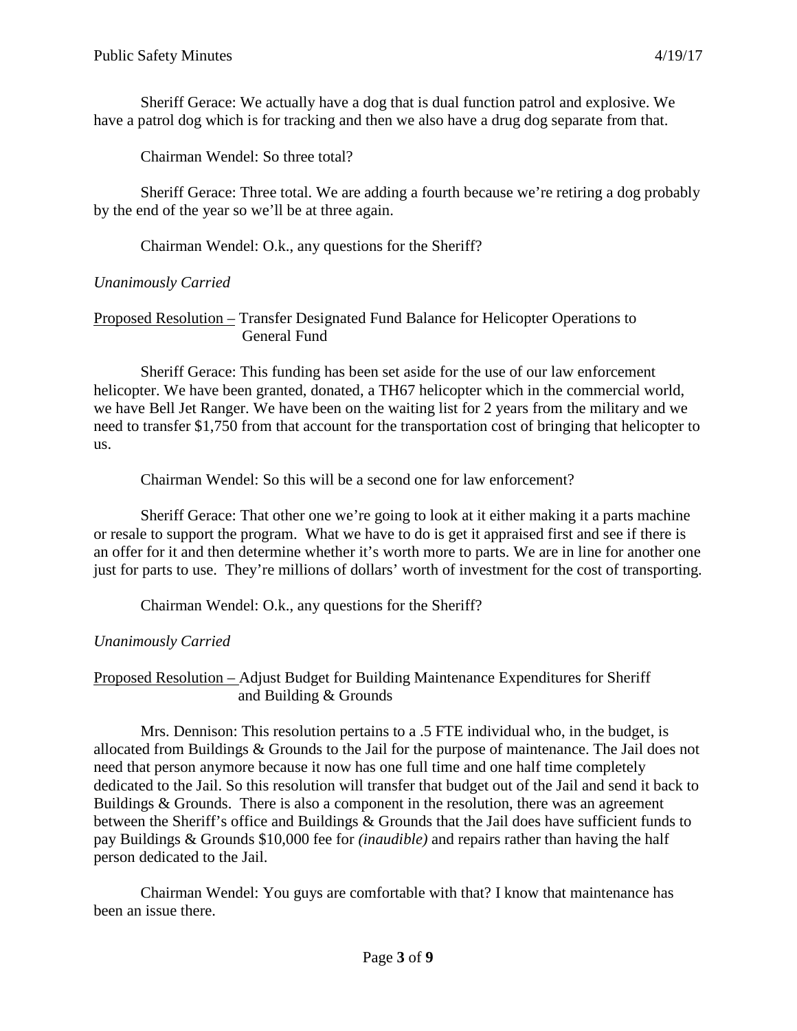Sheriff Gerace: We actually have a dog that is dual function patrol and explosive. We have a patrol dog which is for tracking and then we also have a drug dog separate from that.

Chairman Wendel: So three total?

Sheriff Gerace: Three total. We are adding a fourth because we're retiring a dog probably by the end of the year so we'll be at three again.

Chairman Wendel: O.k., any questions for the Sheriff?

*Unanimously Carried*

<u>Proposed Resolution –</u> Transfer Designated Fund Balance for Helicopter Operations to General Fund

Sheriff Gerace: This funding has been set aside for the use of our law enforcement helicopter. We have been granted, donated, a TH67 helicopter which in the commercial world, we have Bell Jet Ranger. We have been on the waiting list for 2 years from the military and we need to transfer $1,750 from that account for the transportation cost of bringing that helicopter to us.

Chairman Wendel: So this will be a second one for law enforcement?

Sheriff Gerace: That other one we're going to look at it either making it a parts machine or resale to support the program. What we have to do is get it appraised first and see if there is an offer for it and then determine whether it's worth more to parts. We are in line for another one just for parts to use. They're millions of dollars' worth of investment for the cost of transporting.

Chairman Wendel: O.k., any questions for the Sheriff?

*Unanimously Carried*

<u>Proposed Resolution –</u> Adjust Budget for Building Maintenance Expenditures for Sheriff and Building & Grounds

Mrs. Dennison: This resolution pertains to a .5 FTE individual who, in the budget, is allocated from Buildings & Grounds to the Jail for the purpose of maintenance. The Jail does not need that person anymore because it now has one full time and one half time completely dedicated to the Jail. So this resolution will transfer that budget out of the Jail and send it back to Buildings & Grounds. There is also a component in the resolution, there was an agreement between the Sheriff's office and Buildings & Grounds that the Jail does have sufficient funds to pay Buildings & Grounds $10,000 fee for *(inaudible)* and repairs rather than having the half person dedicated to the Jail.

Chairman Wendel: You guys are comfortable with that? I know that maintenance has been an issue there.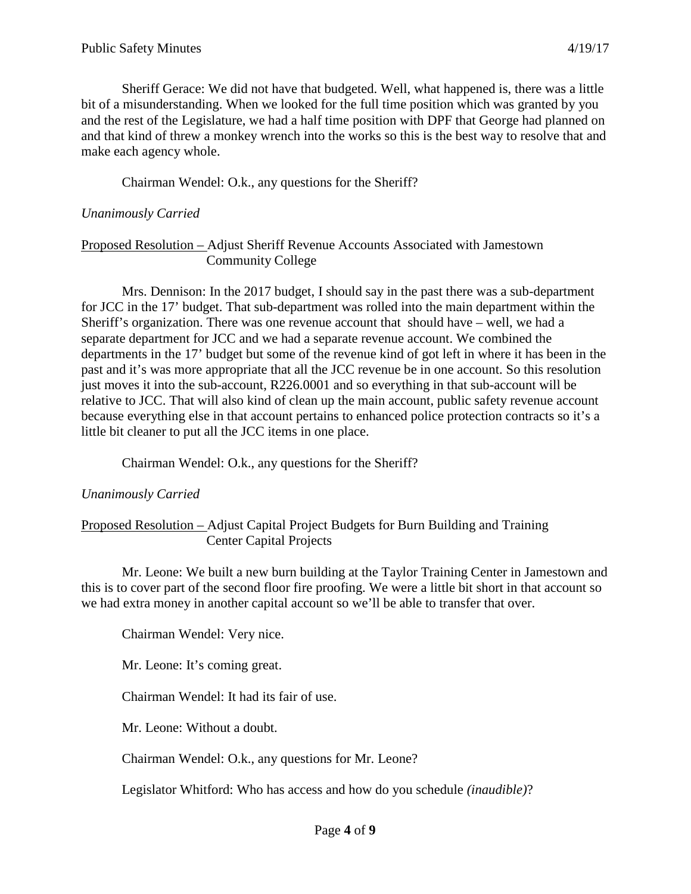Sheriff Gerace: We did not have that budgeted. Well, what happened is, there was a little bit of a misunderstanding. When we looked for the full time position which was granted by you and the rest of the Legislature, we had a half time position with DPF that George had planned on and that kind of threw a monkey wrench into the works so this is the best way to resolve that and make each agency whole.

Chairman Wendel: O.k., any questions for the Sheriff?

*Unanimously Carried*

Proposed Resolution – Adjust Sheriff Revenue Accounts Associated with Jamestown Community College

Mrs. Dennison: In the 2017 budget, I should say in the past there was a sub-department for JCC in the 17' budget. That sub-department was rolled into the main department within the Sheriff's organization. There was one revenue account that should have – well, we had a separate department for JCC and we had a separate revenue account. We combined the departments in the 17' budget but some of the revenue kind of got left in where it has been in the past and it's was more appropriate that all the JCC revenue be in one account. So this resolution just moves it into the sub-account, R226.0001 and so everything in that sub-account will be relative to JCC. That will also kind of clean up the main account, public safety revenue account because everything else in that account pertains to enhanced police protection contracts so it's a little bit cleaner to put all the JCC items in one place.

Chairman Wendel: O.k., any questions for the Sheriff?

*Unanimously Carried*

Proposed Resolution – Adjust Capital Project Budgets for Burn Building and Training Center Capital Projects

Mr. Leone: We built a new burn building at the Taylor Training Center in Jamestown and this is to cover part of the second floor fire proofing. We were a little bit short in that account so we had extra money in another capital account so we'll be able to transfer that over.

Chairman Wendel: Very nice.

Mr. Leone: It's coming great.

Chairman Wendel: It had its fair of use.

Mr. Leone: Without a doubt.

Chairman Wendel: O.k., any questions for Mr. Leone?

Legislator Whitford: Who has access and how do you schedule *(inaudible)*?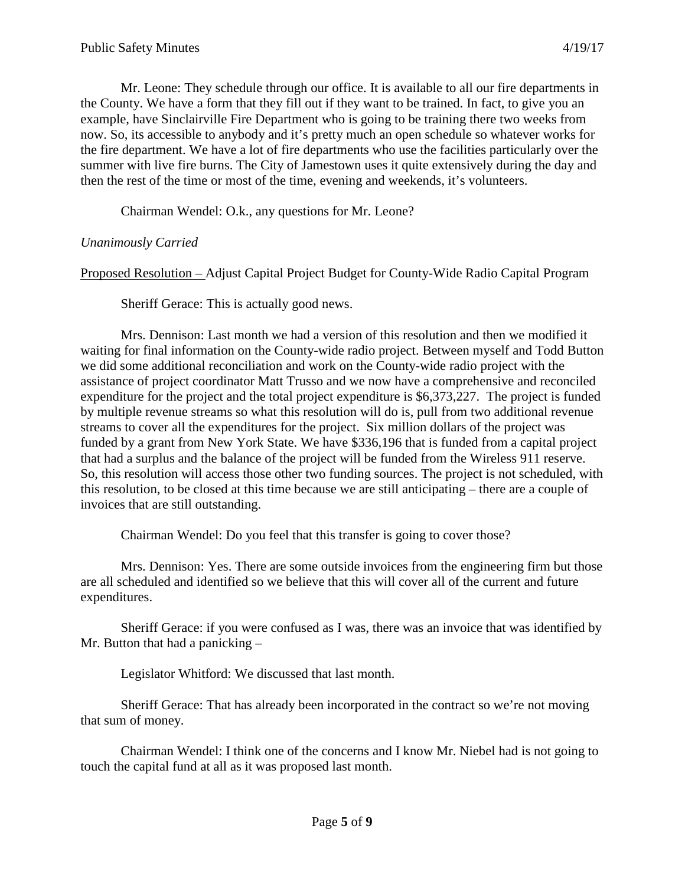Mr. Leone: They schedule through our office. It is available to all our fire departments in the County. We have a form that they fill out if they want to be trained. In fact, to give you an example, have Sinclairville Fire Department who is going to be training there two weeks from now. So, its accessible to anybody and it's pretty much an open schedule so whatever works for the fire department. We have a lot of fire departments who use the facilities particularly over the summer with live fire burns. The City of Jamestown uses it quite extensively during the day and then the rest of the time or most of the time, evening and weekends, it's volunteers.

Chairman Wendel: O.k., any questions for Mr. Leone?

*Unanimously Carried*

<u>Proposed Resolution –</u> Adjust Capital Project Budget for County-Wide Radio Capital Program

Sheriff Gerace: This is actually good news.

Mrs. Dennison: Last month we had a version of this resolution and then we modified it waiting for final information on the County-wide radio project. Between myself and Todd Button we did some additional reconciliation and work on the County-wide radio project with the assistance of project coordinator Matt Trusso and we now have a comprehensive and reconciled expenditure for the project and the total project expenditure is $6,373,227. The project is funded by multiple revenue streams so what this resolution will do is, pull from two additional revenue streams to cover all the expenditures for the project. Six million dollars of the project was funded by a grant from New York State. We have $336,196 that is funded from a capital project that had a surplus and the balance of the project will be funded from the Wireless 911 reserve. So, this resolution will access those other two funding sources. The project is not scheduled, with this resolution, to be closed at this time because we are still anticipating – there are a couple of invoices that are still outstanding.

Chairman Wendel: Do you feel that this transfer is going to cover those?

Mrs. Dennison: Yes. There are some outside invoices from the engineering firm but those are all scheduled and identified so we believe that this will cover all of the current and future expenditures.

Sheriff Gerace: if you were confused as I was, there was an invoice that was identified by Mr. Button that had a panicking –

Legislator Whitford: We discussed that last month.

Sheriff Gerace: That has already been incorporated in the contract so we're not moving that sum of money.

Chairman Wendel: I think one of the concerns and I know Mr. Niebel had is not going to touch the capital fund at all as it was proposed last month.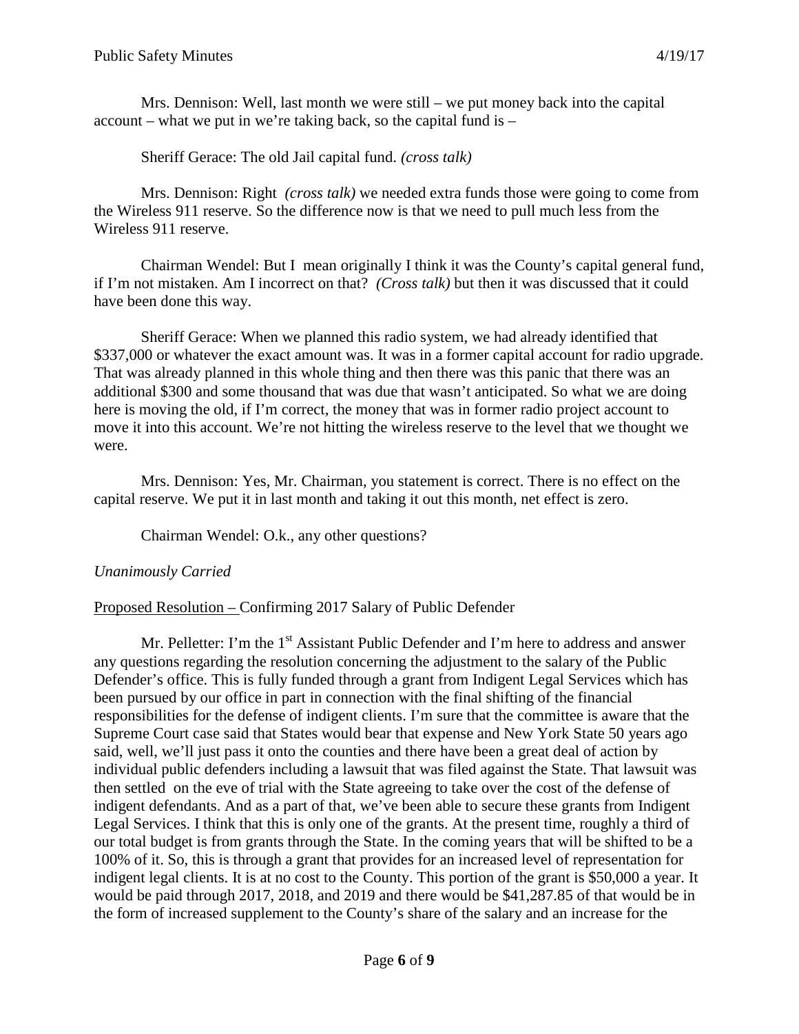Mrs. Dennison: Well, last month we were still – we put money back into the capital account – what we put in we're taking back, so the capital fund is –

Sheriff Gerace: The old Jail capital fund. *(cross talk)*

Mrs. Dennison: Right *(cross talk)* we needed extra funds those were going to come from the Wireless 911 reserve. So the difference now is that we need to pull much less from the Wireless 911 reserve.

Chairman Wendel: But I mean originally I think it was the County's capital general fund, if I'm not mistaken. Am I incorrect on that? *(Cross talk)* but then it was discussed that it could have been done this way.

Sheriff Gerace: When we planned this radio system, we had already identified that \$337,000 or whatever the exact amount was. It was in a former capital account for radio upgrade. That was already planned in this whole thing and then there was this panic that there was an additional \$300 and some thousand that was due that wasn't anticipated. So what we are doing here is moving the old, if I'm correct, the money that was in former radio project account to move it into this account. We're not hitting the wireless reserve to the level that we thought we were.

Mrs. Dennison: Yes, Mr. Chairman, you statement is correct. There is no effect on the capital reserve. We put it in last month and taking it out this month, net effect is zero.

Chairman Wendel: O.k., any other questions?

*Unanimously Carried*

Proposed Resolution – Confirming 2017 Salary of Public Defender

Mr. Pelletter: I'm the 1st Assistant Public Defender and I'm here to address and answer any questions regarding the resolution concerning the adjustment to the salary of the Public Defender's office. This is fully funded through a grant from Indigent Legal Services which has been pursued by our office in part in connection with the final shifting of the financial responsibilities for the defense of indigent clients. I'm sure that the committee is aware that the Supreme Court case said that States would bear that expense and New York State 50 years ago said, well, we'll just pass it onto the counties and there have been a great deal of action by individual public defenders including a lawsuit that was filed against the State. That lawsuit was then settled on the eve of trial with the State agreeing to take over the cost of the defense of indigent defendants. And as a part of that, we've been able to secure these grants from Indigent Legal Services. I think that this is only one of the grants. At the present time, roughly a third of our total budget is from grants through the State. In the coming years that will be shifted to be a 100% of it. So, this is through a grant that provides for an increased level of representation for indigent legal clients. It is at no cost to the County. This portion of the grant is \$50,000 a year. It would be paid through 2017, 2018, and 2019 and there would be \$41,287.85 of that would be in the form of increased supplement to the County's share of the salary and an increase for the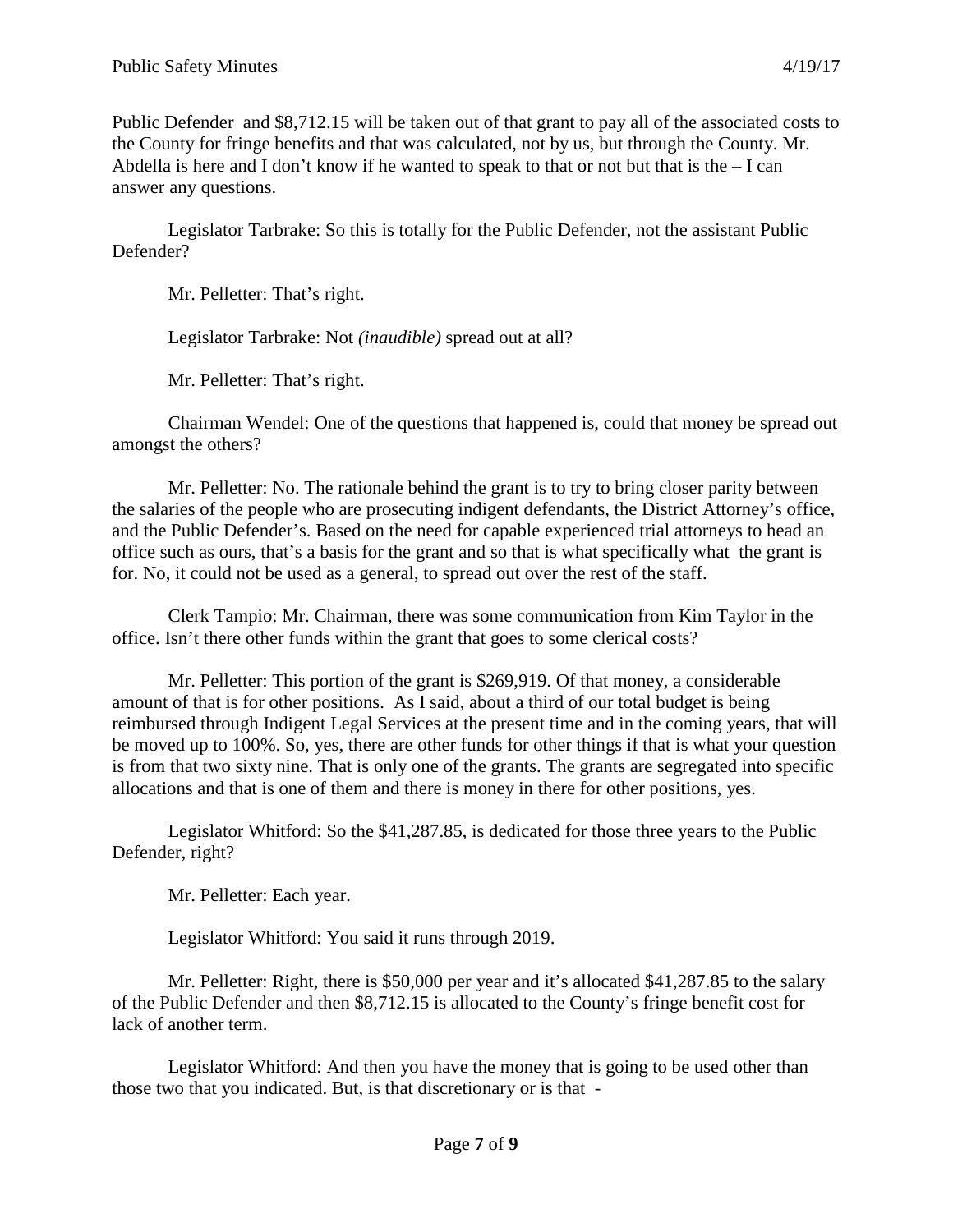Public Defender and $8,712.15 will be taken out of that grant to pay all of the associated costs to the County for fringe benefits and that was calculated, not by us, but through the County. Mr. Abdella is here and I don't know if he wanted to speak to that or not but that is the – I can answer any questions.

Legislator Tarbrake: So this is totally for the Public Defender, not the assistant Public Defender?

Mr. Pelletter: That's right.

Legislator Tarbrake: Not *(inaudible)* spread out at all?

Mr. Pelletter: That's right.

Chairman Wendel: One of the questions that happened is, could that money be spread out amongst the others?

Mr. Pelletter: No. The rationale behind the grant is to try to bring closer parity between the salaries of the people who are prosecuting indigent defendants, the District Attorney's office, and the Public Defender's. Based on the need for capable experienced trial attorneys to head an office such as ours, that's a basis for the grant and so that is what specifically what the grant is for. No, it could not be used as a general, to spread out over the rest of the staff.

Clerk Tampio: Mr. Chairman, there was some communication from Kim Taylor in the office. Isn't there other funds within the grant that goes to some clerical costs?

Mr. Pelletter: This portion of the grant is $269,919. Of that money, a considerable amount of that is for other positions. As I said, about a third of our total budget is being reimbursed through Indigent Legal Services at the present time and in the coming years, that will be moved up to 100%. So, yes, there are other funds for other things if that is what your question is from that two sixty nine. That is only one of the grants. The grants are segregated into specific allocations and that is one of them and there is money in there for other positions, yes.

Legislator Whitford: So the $41,287.85, is dedicated for those three years to the Public Defender, right?

Mr. Pelletter: Each year.

Legislator Whitford: You said it runs through 2019.

Mr. Pelletter: Right, there is $50,000 per year and it's allocated $41,287.85 to the salary of the Public Defender and then $8,712.15 is allocated to the County's fringe benefit cost for lack of another term.

Legislator Whitford: And then you have the money that is going to be used other than those two that you indicated. But, is that discretionary or is that -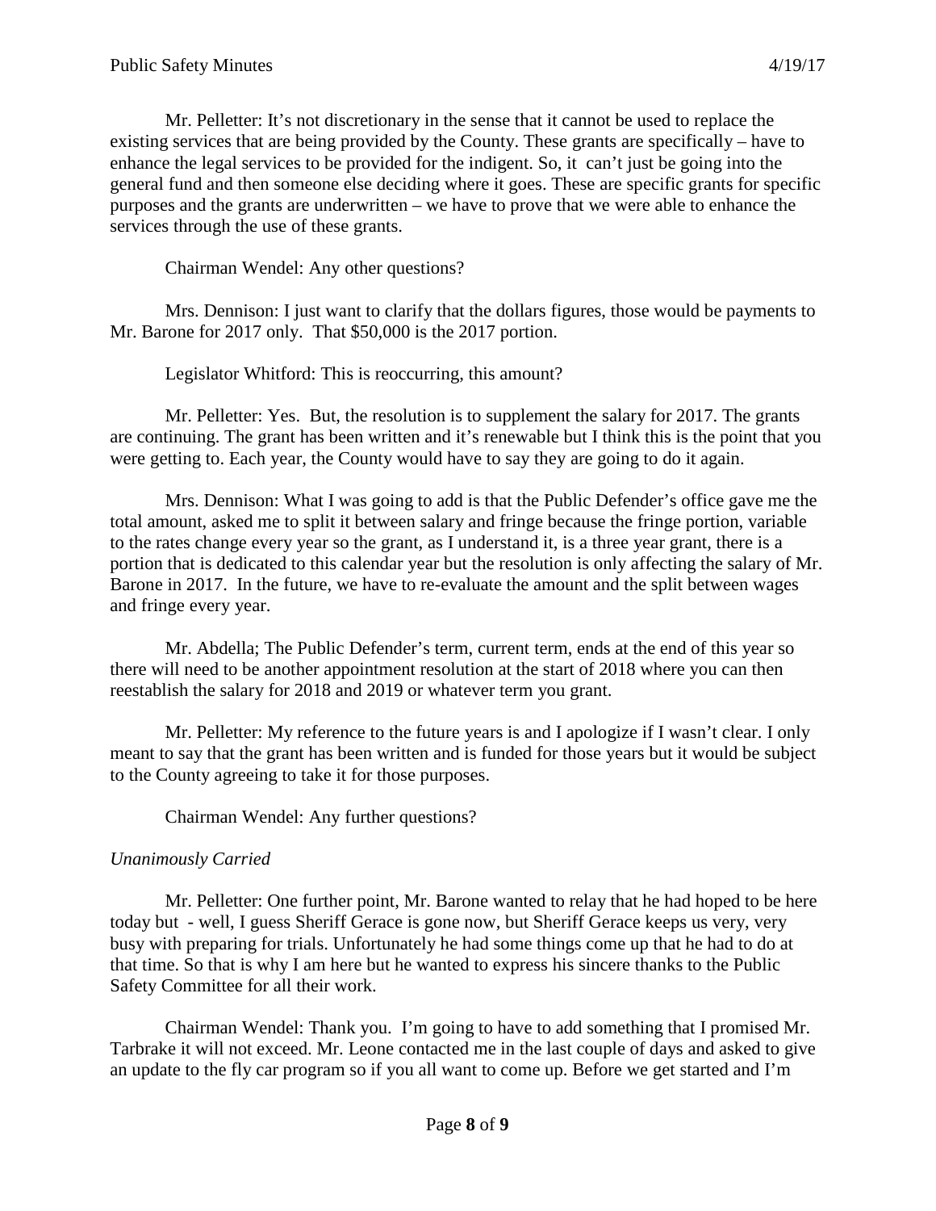Mr. Pelletter: It's not discretionary in the sense that it cannot be used to replace the existing services that are being provided by the County. These grants are specifically – have to enhance the legal services to be provided for the indigent. So, it can't just be going into the general fund and then someone else deciding where it goes. These are specific grants for specific purposes and the grants are underwritten – we have to prove that we were able to enhance the services through the use of these grants.

Chairman Wendel: Any other questions?

Mrs. Dennison: I just want to clarify that the dollars figures, those would be payments to Mr. Barone for 2017 only. That $50,000 is the 2017 portion.

Legislator Whitford: This is reoccurring, this amount?

Mr. Pelletter: Yes. But, the resolution is to supplement the salary for 2017. The grants are continuing. The grant has been written and it's renewable but I think this is the point that you were getting to. Each year, the County would have to say they are going to do it again.

Mrs. Dennison: What I was going to add is that the Public Defender's office gave me the total amount, asked me to split it between salary and fringe because the fringe portion, variable to the rates change every year so the grant, as I understand it, is a three year grant, there is a portion that is dedicated to this calendar year but the resolution is only affecting the salary of Mr. Barone in 2017. In the future, we have to re-evaluate the amount and the split between wages and fringe every year.

Mr. Abdella; The Public Defender's term, current term, ends at the end of this year so there will need to be another appointment resolution at the start of 2018 where you can then reestablish the salary for 2018 and 2019 or whatever term you grant.

Mr. Pelletter: My reference to the future years is and I apologize if I wasn't clear. I only meant to say that the grant has been written and is funded for those years but it would be subject to the County agreeing to take it for those purposes.

Chairman Wendel: Any further questions?

*Unanimously Carried*

Mr. Pelletter: One further point, Mr. Barone wanted to relay that he had hoped to be here today but - well, I guess Sheriff Gerace is gone now, but Sheriff Gerace keeps us very, very busy with preparing for trials. Unfortunately he had some things come up that he had to do at that time. So that is why I am here but he wanted to express his sincere thanks to the Public Safety Committee for all their work.

Chairman Wendel: Thank you. I'm going to have to add something that I promised Mr. Tarbrake it will not exceed. Mr. Leone contacted me in the last couple of days and asked to give an update to the fly car program so if you all want to come up. Before we get started and I'm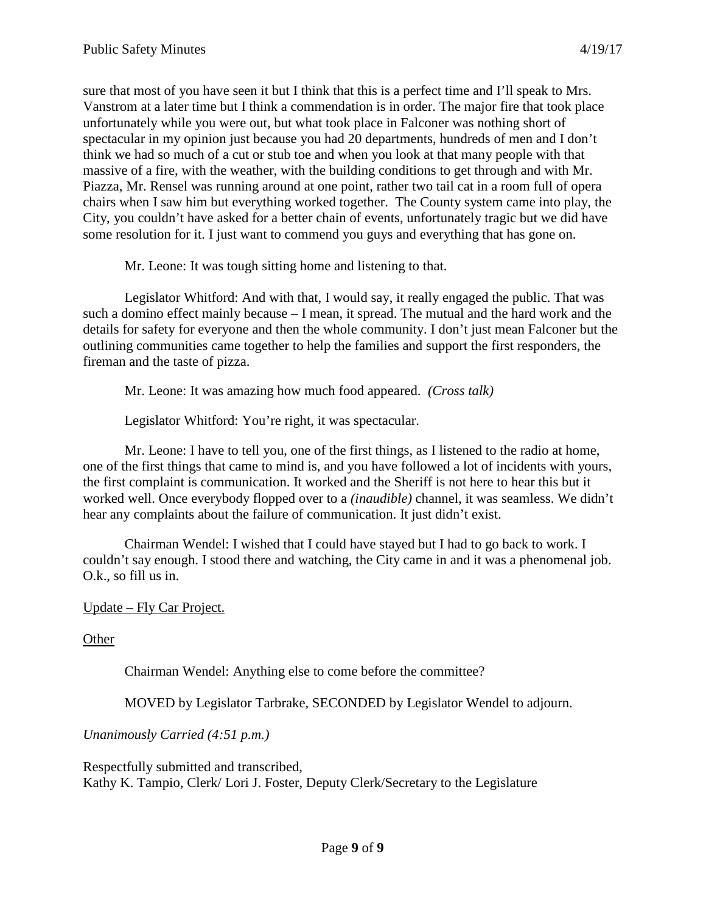sure that most of you have seen it but I think that this is a perfect time and I'll speak to Mrs. Vanstrom at a later time but I think a commendation is in order. The major fire that took place unfortunately while you were out, but what took place in Falconer was nothing short of spectacular in my opinion just because you had 20 departments, hundreds of men and I don't think we had so much of a cut or stub toe and when you look at that many people with that massive of a fire, with the weather, with the building conditions to get through and with Mr. Piazza, Mr. Rensel was running around at one point, rather two tail cat in a room full of opera chairs when I saw him but everything worked together. The County system came into play, the City, you couldn't have asked for a better chain of events, unfortunately tragic but we did have some resolution for it. I just want to commend you guys and everything that has gone on.

Mr. Leone: It was tough sitting home and listening to that.

Legislator Whitford: And with that, I would say, it really engaged the public. That was such a domino effect mainly because – I mean, it spread. The mutual and the hard work and the details for safety for everyone and then the whole community. I don't just mean Falconer but the outlining communities came together to help the families and support the first responders, the fireman and the taste of pizza.

Mr. Leone: It was amazing how much food appeared. *(Cross talk)*

Legislator Whitford: You're right, it was spectacular.

Mr. Leone: I have to tell you, one of the first things, as I listened to the radio at home, one of the first things that came to mind is, and you have followed a lot of incidents with yours, the first complaint is communication. It worked and the Sheriff is not here to hear this but it worked well. Once everybody flopped over to a *(inaudible)* channel, it was seamless. We didn't hear any complaints about the failure of communication. It just didn't exist.

Chairman Wendel: I wished that I could have stayed but I had to go back to work. I couldn't say enough. I stood there and watching, the City came in and it was a phenomenal job. O.k., so fill us in.

Update – Fly Car Project.

Other

Chairman Wendel: Anything else to come before the committee?

MOVED by Legislator Tarbrake, SECONDED by Legislator Wendel to adjourn.

*Unanimously Carried (4:51 p.m.)*

Respectfully submitted and transcribed,
Kathy K. Tampio, Clerk/ Lori J. Foster, Deputy Clerk/Secretary to the Legislature